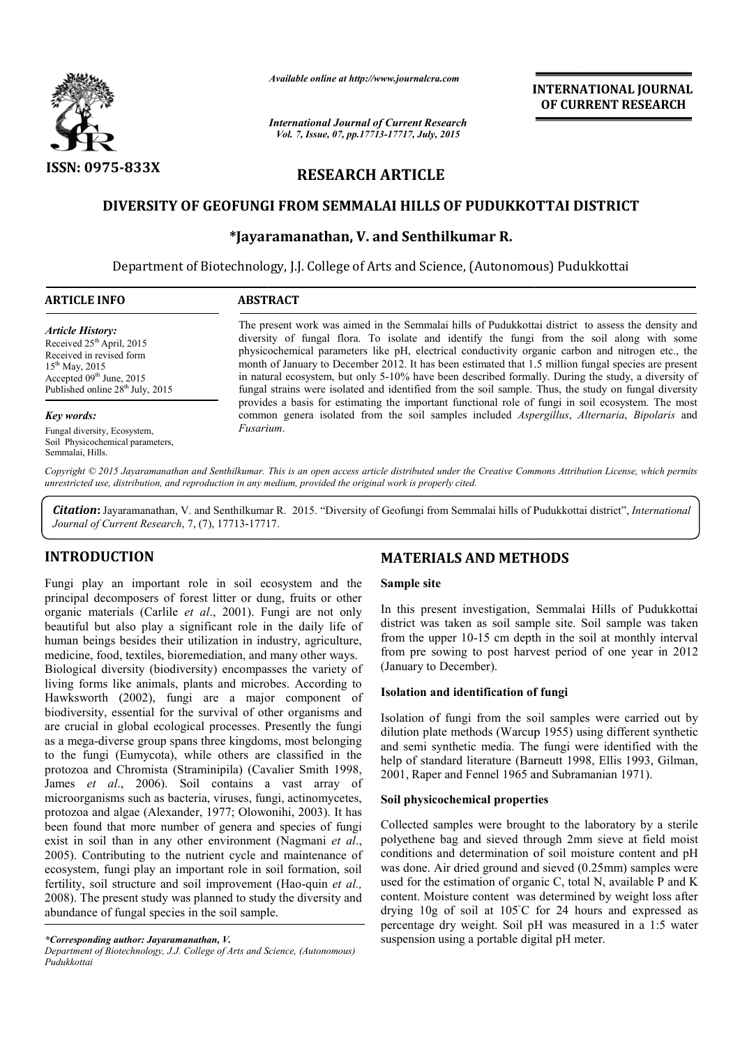ISSN: 0975-833X

*Available online at http://www.journalcra.com*

*International Journal of Current Research*
*Vol. 7, Issue, 07, pp.17713-17717, July, 2015*

**INTERNATIONAL JOURNAL OF CURRENT RESEARCH**

# RESEARCH ARTICLE

## DIVERSITY OF GEOFUNGI FROM SEMMALAI HILLS OF PUDUKKOTTAI DISTRICT

**\*Jayaramanathan, V. and Senthilkumar R.**

Department of Biotechnology, J.J. College of Arts and Science, (Autonomous) Pudukkottai

**ARTICLE INFO**

*Article History:*
Received 25th April, 2015
Received in revised form
15th May, 2015
Accepted 09th June, 2015
Published online 28th July, 2015

*Key words:*
Fungal diversity, Ecosystem,
Soil Physicochemical parameters,
Semmalai, Hills.

**ABSTRACT**

The present work was aimed in the Semmalai hills of Pudukkottai district to assess the density and diversity of fungal flora. To isolate and identify the fungi from the soil along with some physicochemical parameters like pH, electrical conductivity organic carbon and nitrogen etc., the month of January to December 2012. It has been estimated that 1.5 million fungal species are present in natural ecosystem, but only 5-10% have been described formally. During the study, a diversity of fungal strains were isolated and identified from the soil sample. Thus, the study on fungal diversity provides a basis for estimating the important functional role of fungi in soil ecosystem. The most common genera isolated from the soil samples included *Aspergillus*, *Alternaria*, *Bipolaris* and *Fusarium*.

*Copyright © 2015 Jayaramanathan and Senthilkumar. This is an open access article distributed under the Creative Commons Attribution License, which permits unrestricted use, distribution, and reproduction in any medium, provided the original work is properly cited.*

***Citation***: Jayaramanathan, V. and Senthilkumar R. 2015. "Diversity of Geofungi from Semmalai hills of Pudukkottai district", *International Journal of Current Research*, 7, (7), 17713-17717.

## INTRODUCTION

Fungi play an important role in soil ecosystem and the principal decomposers of forest litter or dung, fruits or other organic materials (Carlile *et al*., 2001). Fungi are not only beautiful but also play a significant role in the daily life of human beings besides their utilization in industry, agriculture, medicine, food, textiles, bioremediation, and many other ways. Biological diversity (biodiversity) encompasses the variety of living forms like animals, plants and microbes. According to Hawksworth (2002), fungi are a major component of biodiversity, essential for the survival of other organisms and are crucial in global ecological processes. Presently the fungi as a mega-diverse group spans three kingdoms, most belonging to the fungi (Eumycota), while others are classified in the protozoa and Chromista (Straminipila) (Cavalier Smith 1998, James *et al*., 2006). Soil contains a vast array of microorganisms such as bacteria, viruses, fungi, actinomycetes, protozoa and algae (Alexander, 1977; Olowonihi, 2003). It has been found that more number of genera and species of fungi exist in soil than in any other environment (Nagmani *et al*., 2005). Contributing to the nutrient cycle and maintenance of ecosystem, fungi play an important role in soil formation, soil fertility, soil structure and soil improvement (Hao-quin *et al.,* 2008). The present study was planned to study the diversity and abundance of fungal species in the soil sample.

*\*Corresponding author: Jayaramanathan, V.*
*Department of Biotechnology, J.J. College of Arts and Science, (Autonomous) Pudukkottai*

## MATERIALS AND METHODS

### Sample site

In this present investigation, Semmalai Hills of Pudukkottai district was taken as soil sample site. Soil sample was taken from the upper 10-15 cm depth in the soil at monthly interval from pre sowing to post harvest period of one year in 2012 (January to December).

### Isolation and identification of fungi

Isolation of fungi from the soil samples were carried out by dilution plate methods (Warcup 1955) using different synthetic and semi synthetic media. The fungi were identified with the help of standard literature (Barneutt 1998, Ellis 1993, Gilman, 2001, Raper and Fennel 1965 and Subramanian 1971).

### Soil physicochemical properties

Collected samples were brought to the laboratory by a sterile polyethene bag and sieved through 2mm sieve at field moist conditions and determination of soil moisture content and pH was done. Air dried ground and sieved (0.25mm) samples were used for the estimation of organic C, total N, available P and K content. Moisture content was determined by weight loss after drying 10g of soil at 105°C for 24 hours and expressed as percentage dry weight. Soil pH was measured in a 1:5 water suspension using a portable digital pH meter.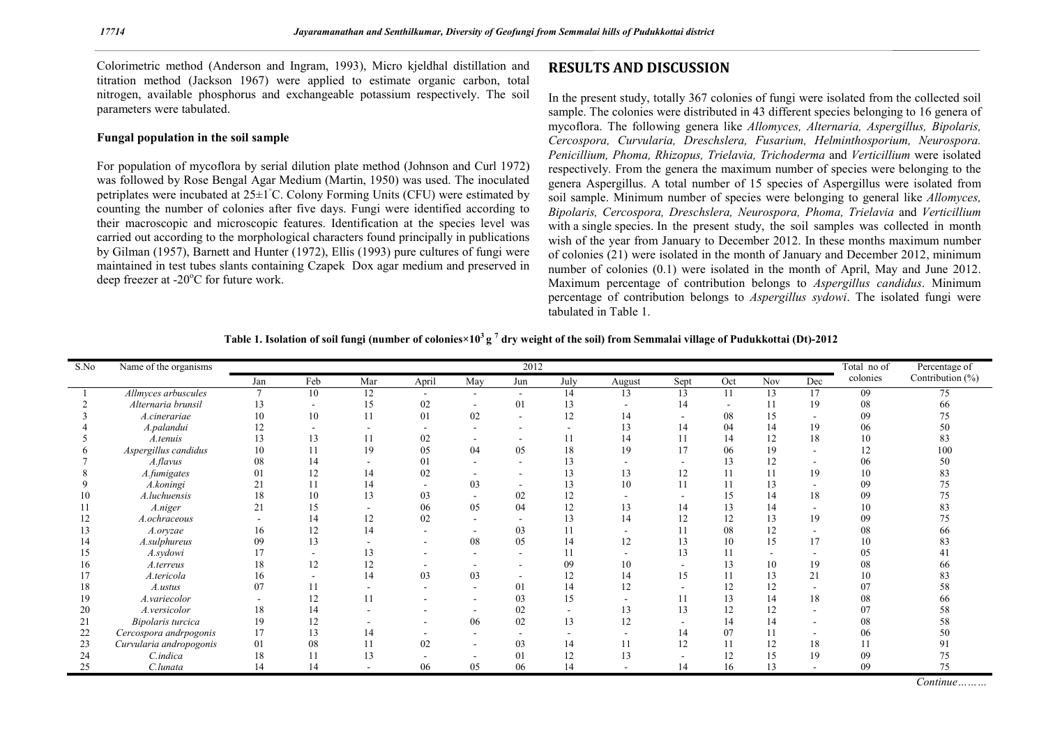Colorimetric method (Anderson and Ingram, 1993), Micro kjeldhal distillation and titration method (Jackson 1967) were applied to estimate organic carbon, total nitrogen, available phosphorus and exchangeable potassium respectively. The soil parameters were tabulated.

**Fungal population in the soil sample**

For population of mycoflora by serial dilution plate method (Johnson and Curl 1972) was followed by Rose Bengal Agar Medium (Martin, 1950) was used. The inoculated petriplates were incubated at 25±1°C. Colony Forming Units (CFU) were estimated by counting the number of colonies after five days. Fungi were identified according to their macroscopic and microscopic features. Identification at the species level was carried out according to the morphological characters found principally in publications by Gilman (1957), Barnett and Hunter (1972), Ellis (1993) pure cultures of fungi were maintained in test tubes slants containing Czapek Dox agar medium and preserved in deep freezer at -20°C for future work.

## RESULTS AND DISCUSSION

In the present study, totally 367 colonies of fungi were isolated from the collected soil sample. The colonies were distributed in 43 different species belonging to 16 genera of mycoflora. The following genera like *Allomyces, Alternaria, Aspergillus, Bipolaris, Cercospora, Curvularia, Dreschslera, Fusarium, Helminthosporium, Neurospora. Penicillium, Phoma, Rhizopus, Trielavia, Trichoderma* and *Verticillium* were isolated respectively. From the genera the maximum number of species were belonging to the genera Aspergillus. A total number of 15 species of Aspergillus were isolated from soil sample. Minimum number of species were belonging to general like *Allomyces, Bipolaris, Cercospora, Dreschslera, Neurospora, Phoma, Trielavia* and *Verticillium* with a single species. In the present study, the soil samples was collected in month wish of the year from January to December 2012. In these months maximum number of colonies (21) were isolated in the month of January and December 2012, minimum number of colonies (0.1) were isolated in the month of April, May and June 2012. Maximum percentage of contribution belongs to *Aspergillus candidus*. Minimum percentage of contribution belongs to *Aspergillus sydowi*. The isolated fungi were tabulated in Table 1.

**Table 1. Isolation of soil fungi (number of colonies$\times 10^3$ g $^7$ dry weight of the soil) from Semmalai village of Pudukkottai (Dt)-2012**

| S.No | Name of the organisms | 2012 | | | | | | | | | | | | Total no of colonies | Percentage of Contribution (%) |
|---|---|---|---|---|---|---|---|---|---|---|---|---|---|---|---|
| | | Jan | Feb | Mar | April | May | Jun | July | August | Sept | Oct | Nov | Dec | | |
| 1 | *Allmyces arbuscules* | 7 | 10 | 12 | - | - | - | 14 | 13 | 13 | 11 | 13 | 17 | 09 | 75 |
| 2 | *Alternaria brunsil* | 13 | - | 15 | 02 | - | 01 | 13 | - | 14 | - | 11 | 19 | 08 | 66 |
| 3 | *A.cinerariae* | 10 | 10 | 11 | 01 | 02 | - | 12 | 14 | - | 08 | 15 | - | 09 | 75 |
| 4 | *A.palandui* | 12 | - | - | - | - | - | - | 13 | 14 | 04 | 14 | 19 | 06 | 50 |
| 5 | *A.tenuis* | 13 | 13 | 11 | 02 | - | - | 11 | 14 | 11 | 14 | 12 | 18 | 10 | 83 |
| 6 | *Aspergillus candidus* | 10 | 11 | 19 | 05 | 04 | 05 | 18 | 19 | 17 | 06 | 19 | - | 12 | 100 |
| 7 | *A.flavus* | 08 | 14 | - | 01 | - | - | 13 | - | - | 13 | 12 | - | 06 | 50 |
| 8 | *A.fumigates* | 01 | 12 | 14 | 02 | - | - | 13 | 13 | 12 | 11 | 11 | 19 | 10 | 83 |
| 9 | *A.koningi* | 21 | 11 | 14 | - | 03 | - | 13 | 10 | 11 | 11 | 13 | - | 09 | 75 |
| 10 | *A.luchuensis* | 18 | 10 | 13 | 03 | - | 02 | 12 | - | - | 15 | 14 | 18 | 09 | 75 |
| 11 | *A.niger* | 21 | 15 | - | 06 | 05 | 04 | 12 | 13 | 14 | 13 | 14 | - | 10 | 83 |
| 12 | *A.ochraceous* | - | 14 | 12 | 02 | - | - | 13 | 14 | 12 | 12 | 13 | 19 | 09 | 75 |
| 13 | *A.oryzae* | 16 | 12 | 14 | - | - | 03 | 11 | - | 11 | 08 | 12 | - | 08 | 66 |
| 14 | *A.sulphureus* | 09 | 13 | - | - | 08 | 05 | 14 | 12 | 13 | 10 | 15 | 17 | 10 | 83 |
| 15 | *A.sydowi* | 17 | - | 13 | - | - | - | 11 | - | 13 | 11 | - | - | 05 | 41 |
| 16 | *A.terreus* | 18 | 12 | 12 | - | - | - | 09 | 10 | - | 13 | 10 | 19 | 08 | 66 |
| 17 | *A.tericola* | 16 | - | 14 | 03 | 03 | - | 12 | 14 | 15 | 11 | 13 | 21 | 10 | 83 |
| 18 | *A.ustus* | 07 | 11 | - | - | - | 01 | 14 | 12 | - | 12 | 12 | - | 07 | 58 |
| 19 | *A.variecolor* | - | 12 | 11 | - | - | 03 | 15 | - | 11 | 13 | 14 | 18 | 08 | 66 |
| 20 | *A.versicolor* | 18 | 14 | - | - | - | 02 | - | 13 | 13 | 12 | 12 | - | 07 | 58 |
| 21 | *Bipolaris turcica* | 19 | 12 | - | - | 06 | 02 | 13 | 12 | - | 14 | 14 | - | 08 | 58 |
| 22 | *Cercospora andrpogonis* | 17 | 13 | 14 | - | - | - | - | - | 14 | 07 | 11 | - | 06 | 50 |
| 23 | *Curvularia andropogonis* | 01 | 08 | 11 | 02 | - | 03 | 14 | 11 | 12 | 11 | 12 | 18 | 11 | 91 |
| 24 | *C.indica* | 18 | 11 | 13 | - | - | 01 | 12 | 13 | - | 12 | 15 | 19 | 09 | 75 |
| 25 | *C.lunata* | 14 | 14 | - | 06 | 05 | 06 | 14 | - | 14 | 16 | 13 | - | 09 | 75 |

*Continue………*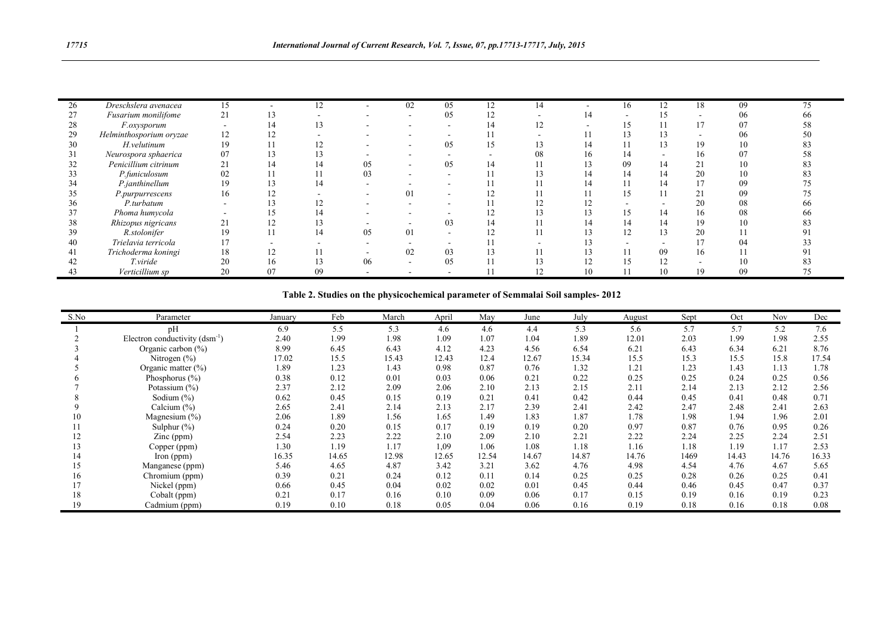| | | | | | | | | | | | | | | | |
|---|---|---|---|---|---|---|---|---|---|---|---|---|---|---|---|
| 26 | *Dreschslera avenacea* | 15 | - | 12 | - | 02 | 05 | 12 | 14 | - | 16 | 12 | 18 | 09 | 75 |
| 27 | *Fusarium monilifome* | 21 | 13 | - | - | - | 05 | 12 | - | 14 | - | 15 | - | 06 | 66 |
| 28 | *F.oxysporum* | - | 14 | 13 | - | - | - | 14 | 12 | - | 15 | 11 | 17 | 07 | 58 |
| 29 | *Helminthosporium oryzae* | 12 | 12 | - | - | - | - | 11 | - | 11 | 13 | 13 | - | 06 | 50 |
| 30 | *H.velutinum* | 19 | 11 | 12 | - | - | 05 | 15 | 13 | 14 | 11 | 13 | 19 | 10 | 83 |
| 31 | *Neurospora sphaerica* | 07 | 13 | 13 | - | - | - | - | 08 | 16 | 14 | - | 16 | 07 | 58 |
| 32 | *Penicillium citrinum* | 21 | 14 | 14 | 05 | - | 05 | 14 | 11 | 13 | 09 | 14 | 21 | 10 | 83 |
| 33 | *P.funiculosum* | 02 | 11 | 11 | 03 | - | - | 11 | 13 | 14 | 14 | 14 | 20 | 10 | 83 |
| 34 | *P.janthinellum* | 19 | 13 | 14 | - | - | - | 11 | 11 | 14 | 11 | 14 | 17 | 09 | 75 |
| 35 | *P.purpurrescens* | 16 | 12 | - | - | 01 | - | 12 | 11 | 11 | 15 | 11 | 21 | 09 | 75 |
| 36 | *P.turbatum* | - | 13 | 12 | - | - | - | 11 | 12 | 12 | - | - | 20 | 08 | 66 |
| 37 | *Phoma humycola* | - | 15 | 14 | - | - | - | 12 | 13 | 13 | 15 | 14 | 16 | 08 | 66 |
| 38 | *Rhizopus nigricans* | 21 | 12 | 13 | - | - | 03 | 14 | 11 | 14 | 14 | 14 | 19 | 10 | 83 |
| 39 | *R.stolonifer* | 19 | 11 | 14 | 05 | 01 | - | 12 | 11 | 13 | 12 | 13 | 20 | 11 | 91 |
| 40 | *Trielavia terricola* | 17 | - | - | - | - | - | 11 | - | 13 | - | - | 17 | 04 | 33 |
| 41 | *Trichoderma koningi* | 18 | 12 | 11 | - | 02 | 03 | 13 | 11 | 13 | 11 | 09 | 16 | 11 | 91 |
| 42 | *T.viride* | 20 | 16 | 13 | 06 | - | 05 | 11 | 13 | 12 | 15 | 12 | - | 10 | 83 |
| 43 | *Verticillium sp* | 20 | 07 | 09 | - | - | - | 11 | 12 | 10 | 11 | 10 | 19 | 09 | 75 |

**Table 2. Studies on the physicochemical parameter of Semmalai Soil samples- 2012**

| S.No | Parameter | January | Feb | March | April | May | June | July | August | Sept | Oct | Nov | Dec |
|---|---|---|---|---|---|---|---|---|---|---|---|---|---|
| 1 | pH | 6.9 | 5.5 | 5.3 | 4.6 | 4.6 | 4.4 | 5.3 | 5.6 | 5.7 | 5.7 | 5.2 | 7.6 |
| 2 | Electron conductivity ($dsm^{-1}$) | 2.40 | 1.99 | 1.98 | 1.09 | 1.07 | 1.04 | 1.89 | 12.01 | 2.03 | 1.99 | 1.98 | 2.55 |
| 3 | Organic carbon (%) | 8.99 | 6.45 | 6.43 | 4.12 | 4.23 | 4.56 | 6.54 | 6.21 | 6.43 | 6.34 | 6.21 | 8.76 |
| 4 | Nitrogen (%) | 17.02 | 15.5 | 15.43 | 12.43 | 12.4 | 12.67 | 15.34 | 15.5 | 15.3 | 15.5 | 15.8 | 17.54 |
| 5 | Organic matter (%) | 1.89 | 1.23 | 1.43 | 0.98 | 0.87 | 0.76 | 1.32 | 1.21 | 1.23 | 1.43 | 1.13 | 1.78 |
| 6 | Phosphorus (%) | 0.38 | 0.12 | 0.01 | 0.03 | 0.06 | 0.21 | 0.22 | 0.25 | 0.25 | 0.24 | 0.25 | 0.56 |
| 7 | Potassium (%) | 2.37 | 2.12 | 2.09 | 2.06 | 2.10 | 2.13 | 2.15 | 2.11 | 2.14 | 2.13 | 2.12 | 2.56 |
| 8 | Sodium (%) | 0.62 | 0.45 | 0.15 | 0.19 | 0.21 | 0.41 | 0.42 | 0.44 | 0.45 | 0.41 | 0.48 | 0.71 |
| 9 | Calcium (%) | 2.65 | 2.41 | 2.14 | 2.13 | 2.17 | 2.39 | 2.41 | 2.42 | 2.47 | 2.48 | 2.41 | 2.63 |
| 10 | Magnesium (%) | 2.06 | 1.89 | 1.56 | 1.65 | 1.49 | 1.83 | 1.87 | 1.78 | 1.98 | 1.94 | 1.96 | 2.01 |
| 11 | Sulphur (%) | 0.24 | 0.20 | 0.15 | 0.17 | 0.19 | 0.19 | 0.20 | 0.97 | 0.87 | 0.76 | 0.95 | 0.26 |
| 12 | Zinc (ppm) | 2.54 | 2.23 | 2.22 | 2.10 | 2.09 | 2.10 | 2.21 | 2.22 | 2.24 | 2.25 | 2.24 | 2.51 |
| 13 | Copper (ppm) | 1.30 | 1.19 | 1.17 | 1,09 | 1.06 | 1.08 | 1.18 | 1.16 | 1.18 | 1.19 | 1.17 | 2.53 |
| 14 | Iron (ppm) | 16.35 | 14.65 | 12.98 | 12.65 | 12.54 | 14.67 | 14.87 | 14.76 | 1469 | 14.43 | 14.76 | 16.33 |
| 15 | Manganese (ppm) | 5.46 | 4.65 | 4.87 | 3.42 | 3.21 | 3.62 | 4.76 | 4.98 | 4.54 | 4.76 | 4.67 | 5.65 |
| 16 | Chromium (ppm) | 0.39 | 0.21 | 0.24 | 0.12 | 0.11 | 0.14 | 0.25 | 0.25 | 0.28 | 0.26 | 0.25 | 0.41 |
| 17 | Nickel (ppm) | 0.66 | 0.45 | 0.04 | 0.02 | 0.02 | 0.01 | 0.45 | 0.44 | 0.46 | 0.45 | 0.47 | 0.37 |
| 18 | Cobalt (ppm) | 0.21 | 0.17 | 0.16 | 0.10 | 0.09 | 0.06 | 0.17 | 0.15 | 0.19 | 0.16 | 0.19 | 0.23 |
| 19 | Cadmium (ppm) | 0.19 | 0.10 | 0.18 | 0.05 | 0.04 | 0.06 | 0.16 | 0.19 | 0.18 | 0.16 | 0.18 | 0.08 |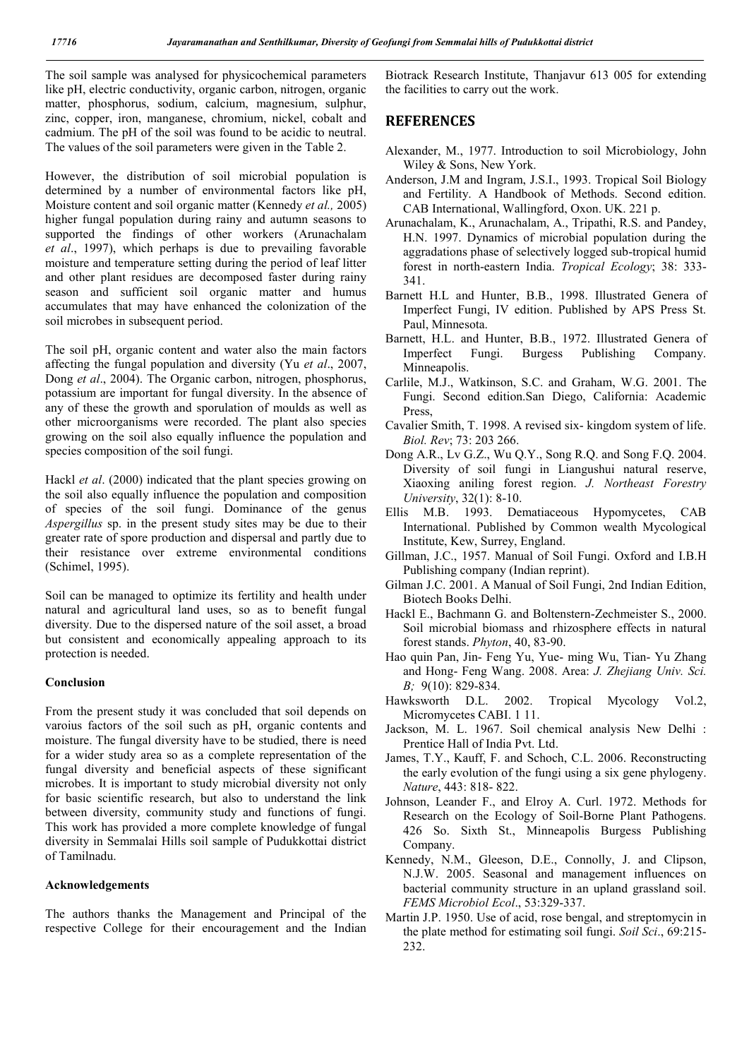The soil sample was analysed for physicochemical parameters like pH, electric conductivity, organic carbon, nitrogen, organic matter, phosphorus, sodium, calcium, magnesium, sulphur, zinc, copper, iron, manganese, chromium, nickel, cobalt and cadmium. The pH of the soil was found to be acidic to neutral. The values of the soil parameters were given in the Table 2.

However, the distribution of soil microbial population is determined by a number of environmental factors like pH, Moisture content and soil organic matter (Kennedy *et al.,* 2005) higher fungal population during rainy and autumn seasons to supported the findings of other workers (Arunachalam *et al*., 1997), which perhaps is due to prevailing favorable moisture and temperature setting during the period of leaf litter and other plant residues are decomposed faster during rainy season and sufficient soil organic matter and humus accumulates that may have enhanced the colonization of the soil microbes in subsequent period.

The soil pH, organic content and water also the main factors affecting the fungal population and diversity (Yu *et al*., 2007, Dong *et al*., 2004). The Organic carbon, nitrogen, phosphorus, potassium are important for fungal diversity. In the absence of any of these the growth and sporulation of moulds as well as other microorganisms were recorded. The plant also species growing on the soil also equally influence the population and species composition of the soil fungi.

Hackl *et al*. (2000) indicated that the plant species growing on the soil also equally influence the population and composition of species of the soil fungi. Dominance of the genus *Aspergillus* sp. in the present study sites may be due to their greater rate of spore production and dispersal and partly due to their resistance over extreme environmental conditions (Schimel, 1995).

Soil can be managed to optimize its fertility and health under natural and agricultural land uses, so as to benefit fungal diversity. Due to the dispersed nature of the soil asset, a broad but consistent and economically appealing approach to its protection is needed.

#### Conclusion

From the present study it was concluded that soil depends on varoius factors of the soil such as pH, organic contents and moisture. The fungal diversity have to be studied, there is need for a wider study area so as a complete representation of the fungal diversity and beneficial aspects of these significant microbes. It is important to study microbial diversity not only for basic scientific research, but also to understand the link between diversity, community study and functions of fungi. This work has provided a more complete knowledge of fungal diversity in Semmalai Hills soil sample of Pudukkottai district of Tamilnadu.

#### Acknowledgements

The authors thanks the Management and Principal of the respective College for their encouragement and the Indian Biotrack Research Institute, Thanjavur 613 005 for extending the facilities to carry out the work.

## REFERENCES

Alexander, M., 1977. Introduction to soil Microbiology, John Wiley & Sons, New York.

Anderson, J.M and Ingram, J.S.I., 1993. Tropical Soil Biology and Fertility. A Handbook of Methods. Second edition. CAB International, Wallingford, Oxon. UK. 221 p.

Arunachalam, K., Arunachalam, A., Tripathi, R.S. and Pandey, H.N. 1997. Dynamics of microbial population during the aggradations phase of selectively logged sub-tropical humid forest in north-eastern India. *Tropical Ecology*; 38: 333-341.

Barnett H.L and Hunter, B.B., 1998. Illustrated Genera of Imperfect Fungi, IV edition. Published by APS Press St. Paul, Minnesota.

Barnett, H.L. and Hunter, B.B., 1972. Illustrated Genera of Imperfect Fungi. Burgess Publishing Company. Minneapolis.

Carlile, M.J., Watkinson, S.C. and Graham, W.G. 2001. The Fungi. Second edition.San Diego, California: Academic Press,

Cavalier Smith, T. 1998. A revised six- kingdom system of life. *Biol. Rev*; 73: 203 266.

Dong A.R., Lv G.Z., Wu Q.Y., Song R.Q. and Song F.Q. 2004. Diversity of soil fungi in Liangushui natural reserve, Xiaoxing aniling forest region. *J. Northeast Forestry University*, 32(1): 8-10.

Ellis M.B. 1993. Dematiaceous Hypomycetes, CAB International. Published by Common wealth Mycological Institute, Kew, Surrey, England.

Gillman, J.C., 1957. Manual of Soil Fungi. Oxford and I.B.H Publishing company (Indian reprint).

Gilman J.C. 2001. A Manual of Soil Fungi, 2nd Indian Edition, Biotech Books Delhi.

Hackl E., Bachmann G. and Boltenstern-Zechmeister S., 2000. Soil microbial biomass and rhizosphere effects in natural forest stands. *Phyton*, 40, 83-90.

Hao quin Pan, Jin- Feng Yu, Yue- ming Wu, Tian- Yu Zhang and Hong- Feng Wang. 2008. Area: *J. Zhejiang Univ. Sci. B;* 9(10): 829-834.

Hawksworth D.L. 2002. Tropical Mycology Vol.2, Micromycetes CABI. 1 11.

Jackson, M. L. 1967. Soil chemical analysis New Delhi : Prentice Hall of India Pvt. Ltd.

James, T.Y., Kauff, F. and Schoch, C.L. 2006. Reconstructing the early evolution of the fungi using a six gene phylogeny. *Nature*, 443: 818- 822.

Johnson, Leander F., and Elroy A. Curl. 1972. Methods for Research on the Ecology of Soil-Borne Plant Pathogens. 426 So. Sixth St., Minneapolis Burgess Publishing Company.

Kennedy, N.M., Gleeson, D.E., Connolly, J. and Clipson, N.J.W. 2005. Seasonal and management influences on bacterial community structure in an upland grassland soil. *FEMS Microbiol Ecol*., 53:329-337.

Martin J.P. 1950. Use of acid, rose bengal, and streptomycin in the plate method for estimating soil fungi. *Soil Sci*., 69:215-232.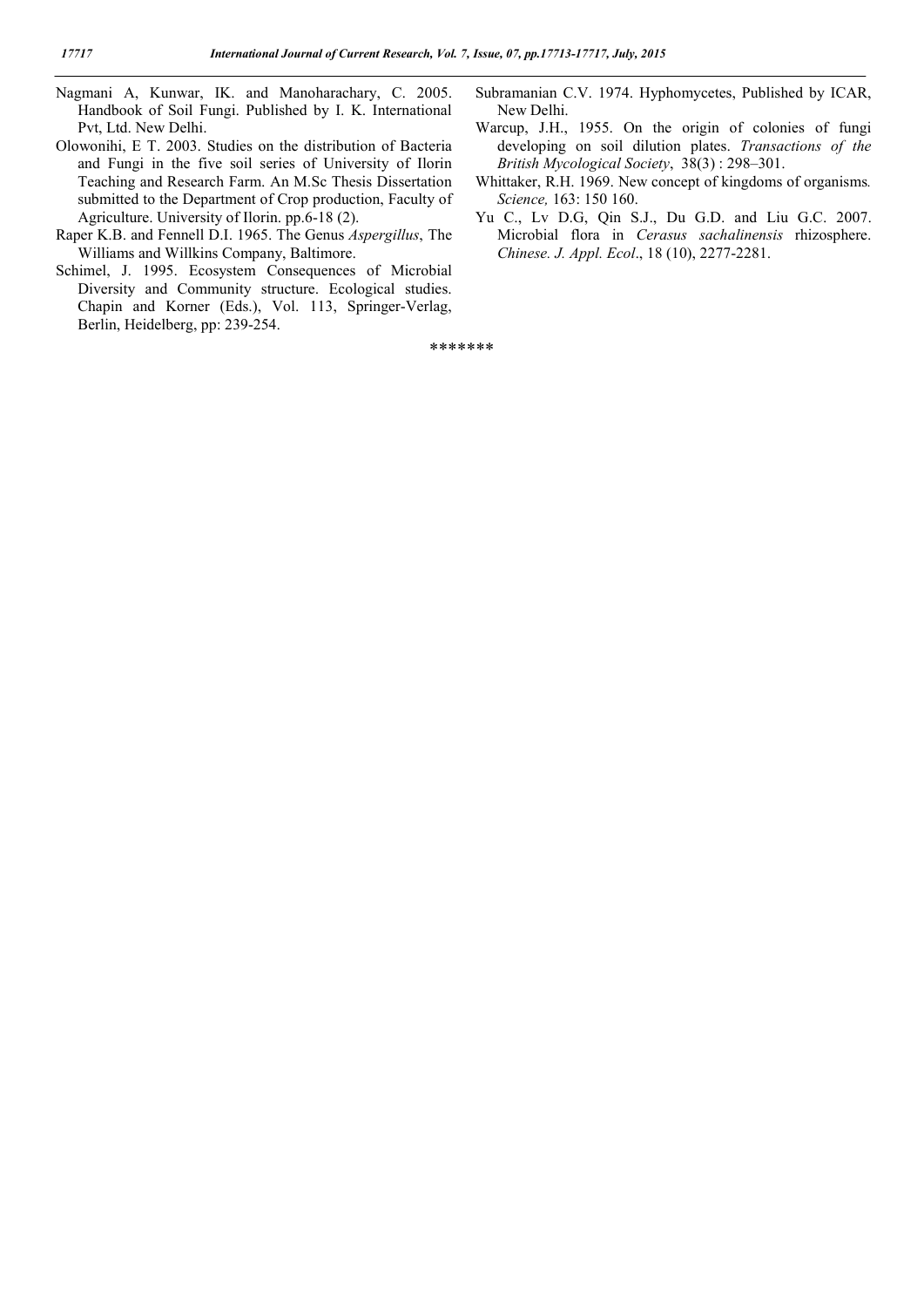Nagmani A, Kunwar, IK. and Manoharachary, C. 2005. Handbook of Soil Fungi. Published by I. K. International Pvt, Ltd. New Delhi.

Olowonihi, E T. 2003. Studies on the distribution of Bacteria and Fungi in the five soil series of University of Ilorin Teaching and Research Farm. An M.Sc Thesis Dissertation submitted to the Department of Crop production, Faculty of Agriculture. University of Ilorin. pp.6-18 (2).

Raper K.B. and Fennell D.I. 1965. The Genus *Aspergillus*, The Williams and Willkins Company, Baltimore.

Schimel, J. 1995. Ecosystem Consequences of Microbial Diversity and Community structure. Ecological studies. Chapin and Korner (Eds.), Vol. 113, Springer-Verlag, Berlin, Heidelberg, pp: 239-254.

Subramanian C.V. 1974. Hyphomycetes, Published by ICAR, New Delhi.

Warcup, J.H., 1955. On the origin of colonies of fungi developing on soil dilution plates. *Transactions of the British Mycological Society*, 38(3) : 298–301.

Whittaker, R.H. 1969. New concept of kingdoms of organisms. *Science,* 163: 150 160.

Yu C., Lv D.G, Qin S.J., Du G.D. and Liu G.C. 2007. Microbial flora in *Cerasus sachalinensis* rhizosphere. *Chinese. J. Appl. Ecol*., 18 (10), 2277-2281.

*******